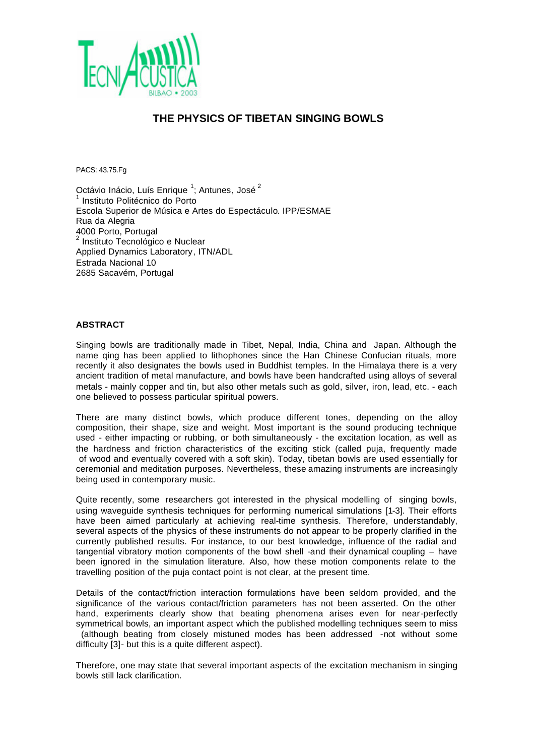# THE PHYSICS OF TIBETAN SINGING BOWLS

PACS: 43.75.Fg

Octávio Inácio, Luís Enrique [1]; Antunes, José [2]
[1] Instituto Politécnico do Porto
Escola Superior de Música e Artes do Espectáculo. IPP/ESMAE
Rua da Alegria
4000 Porto, Portugal
[2] Instituto Tecnológico e Nuclear
Applied Dynamics Laboratory, ITN/ADL
Estrada Nacional 10
2685 Sacavém, Portugal

## ABSTRACT

Singing bowls are traditionally made in Tibet, Nepal, India, China and Japan. Although the name qing has been applied to lithophones since the Han Chinese Confucian rituals, more recently it also designates the bowls used in Buddhist temples. In the Himalaya there is a very ancient tradition of metal manufacture, and bowls have been handcrafted using alloys of several metals - mainly copper and tin, but also other metals such as gold, silver, iron, lead, etc. - each one believed to possess particular spiritual powers.

There are many distinct bowls, which produce different tones, depending on the alloy composition, their shape, size and weight. Most important is the sound producing technique used - either impacting or rubbing, or both simultaneously - the excitation location, as well as the hardness and friction characteristics of the exciting stick (called puja, frequently made of wood and eventually covered with a soft skin). Today, tibetan bowls are used essentially for ceremonial and meditation purposes. Nevertheless, these amazing instruments are increasingly being used in contemporary music.

Quite recently, some researchers got interested in the physical modelling of singing bowls, using waveguide synthesis techniques for performing numerical simulations [1-3]. Their efforts have been aimed particularly at achieving real-time synthesis. Therefore, understandably, several aspects of the physics of these instruments do not appear to be properly clarified in the currently published results. For instance, to our best knowledge, influence of the radial and tangential vibratory motion components of the bowl shell -and their dynamical coupling – have been ignored in the simulation literature. Also, how these motion components relate to the travelling position of the puja contact point is not clear, at the present time.

Details of the contact/friction interaction formulations have been seldom provided, and the significance of the various contact/friction parameters has not been asserted. On the other hand, experiments clearly show that beating phenomena arises even for near-perfectly symmetrical bowls, an important aspect which the published modelling techniques seem to miss (although beating from closely mistuned modes has been addressed -not without some difficulty [3]- but this is a quite different aspect).

Therefore, one may state that several important aspects of the excitation mechanism in singing bowls still lack clarification.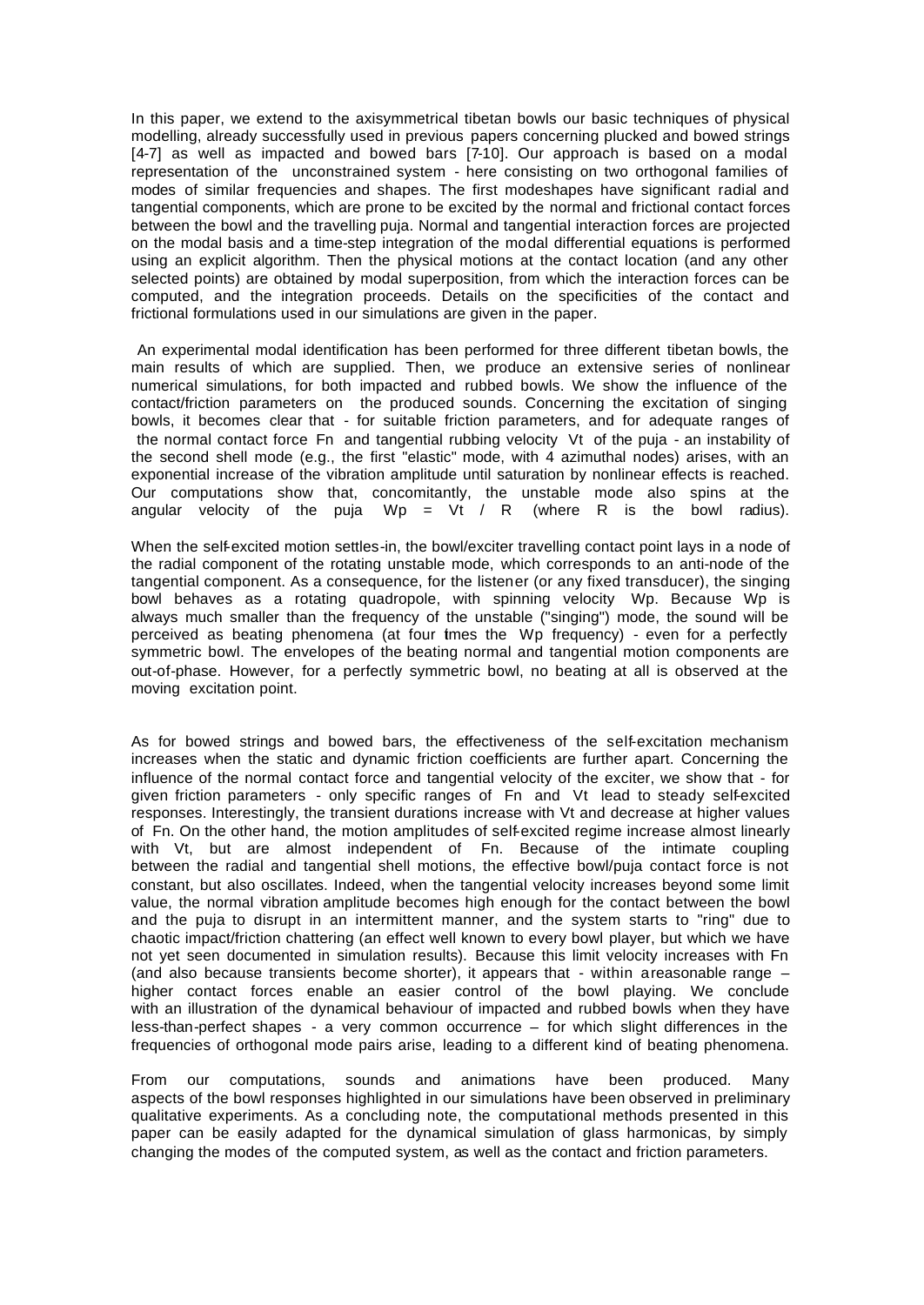In this paper, we extend to the axisymmetrical tibetan bowls our basic techniques of physical modelling, already successfully used in previous papers concerning plucked and bowed strings [4-7] as well as impacted and bowed bars [7-10]. Our approach is based on a modal representation of the unconstrained system - here consisting on two orthogonal families of modes of similar frequencies and shapes. The first modeshapes have significant radial and tangential components, which are prone to be excited by the normal and frictional contact forces between the bowl and the travelling puja. Normal and tangential interaction forces are projected on the modal basis and a time-step integration of the modal differential equations is performed using an explicit algorithm. Then the physical motions at the contact location (and any other selected points) are obtained by modal superposition, from which the interaction forces can be computed, and the integration proceeds. Details on the specificities of the contact and frictional formulations used in our simulations are given in the paper.

An experimental modal identification has been performed for three different tibetan bowls, the main results of which are supplied. Then, we produce an extensive series of nonlinear numerical simulations, for both impacted and rubbed bowls. We show the influence of the contact/friction parameters on the produced sounds. Concerning the excitation of singing bowls, it becomes clear that - for suitable friction parameters, and for adequate ranges of the normal contact force $F_n$ and tangential rubbing velocity $V_t$ of the puja - an instability of the second shell mode (e.g., the first "elastic" mode, with 4 azimuthal nodes) arises, with an exponential increase of the vibration amplitude until saturation by nonlinear effects is reached. Our computations show that, concomitantly, the unstable mode also spins at the angular velocity of the puja $W_p = V_t / R$ (where $R$ is the bowl radius).

When the self-excited motion settles-in, the bowl/exciter travelling contact point lays in a node of the radial component of the rotating unstable mode, which corresponds to an anti-node of the tangential component. As a consequence, for the listener (or any fixed transducer), the singing bowl behaves as a rotating quadropole, with spinning velocity $W_p$. Because $W_p$ is always much smaller than the frequency of the unstable ("singing") mode, the sound will be perceived as beating phenomena (at four times the $W_p$ frequency) - even for a perfectly symmetric bowl. The envelopes of the beating normal and tangential motion components are out-of-phase. However, for a perfectly symmetric bowl, no beating at all is observed at the moving excitation point.

As for bowed strings and bowed bars, the effectiveness of the self-excitation mechanism increases when the static and dynamic friction coefficients are further apart. Concerning the influence of the normal contact force and tangential velocity of the exciter, we show that - for given friction parameters - only specific ranges of $F_n$ and $V_t$ lead to steady self-excited responses. Interestingly, the transient durations increase with $V_t$ and decrease at higher values of $F_n$. On the other hand, the motion amplitudes of self-excited regime increase almost linearly with $V_t$, but are almost independent of $F_n$. Because of the intimate coupling between the radial and tangential shell motions, the effective bowl/puja contact force is not constant, but also oscillates. Indeed, when the tangential velocity increases beyond some limit value, the normal vibration amplitude becomes high enough for the contact between the bowl and the puja to disrupt in an intermittent manner, and the system starts to "ring" due to chaotic impact/friction chattering (an effect well known to every bowl player, but which we have not yet seen documented in simulation results). Because this limit velocity increases with $F_n$ (and also because transients become shorter), it appears that - within a reasonable range – higher contact forces enable an easier control of the bowl playing. We conclude with an illustration of the dynamical behaviour of impacted and rubbed bowls when they have less-than-perfect shapes - a very common occurrence – for which slight differences in the frequencies of orthogonal mode pairs arise, leading to a different kind of beating phenomena.

From our computations, sounds and animations have been produced. Many aspects of the bowl responses highlighted in our simulations have been observed in preliminary qualitative experiments. As a concluding note, the computational methods presented in this paper can be easily adapted for the dynamical simulation of glass harmonicas, by simply changing the modes of the computed system, as well as the contact and friction parameters.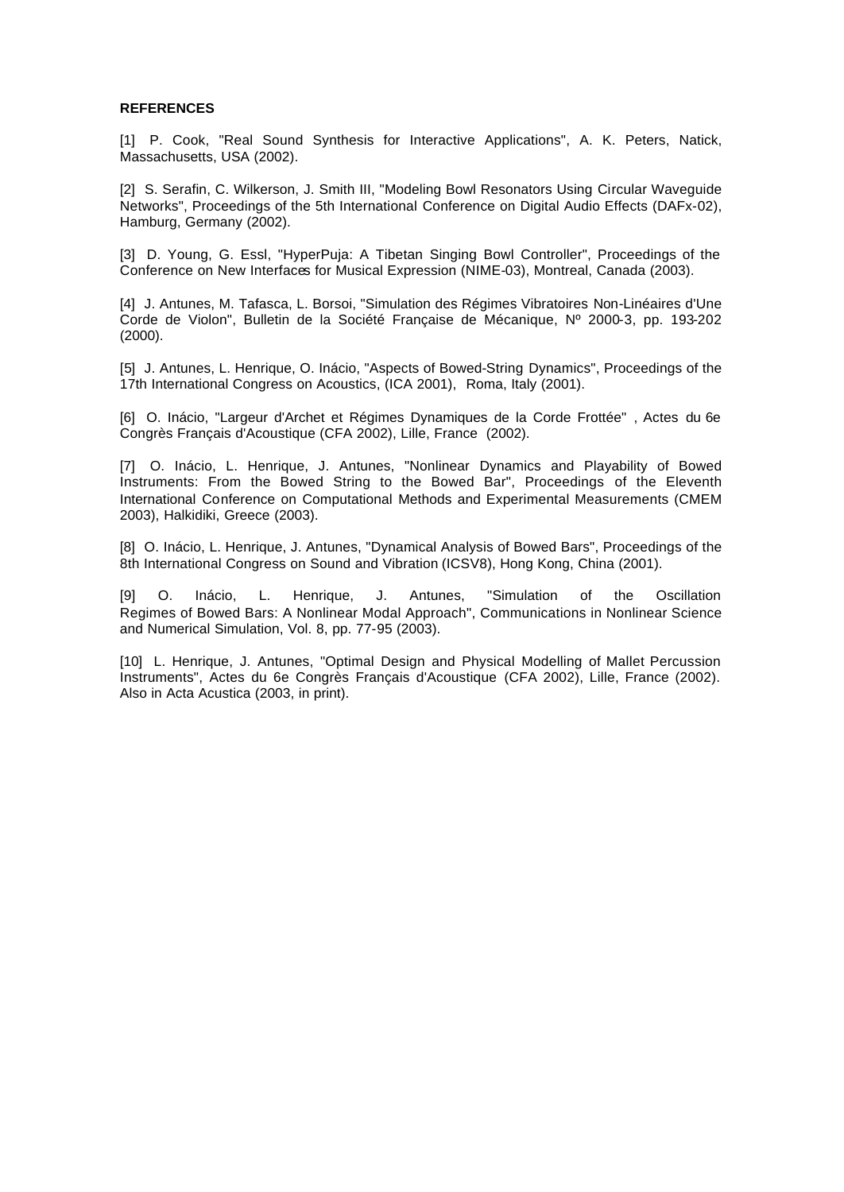**REFERENCES**

[1] P. Cook, "Real Sound Synthesis for Interactive Applications", A. K. Peters, Natick, Massachusetts, USA (2002).

[2] S. Serafin, C. Wilkerson, J. Smith III, "Modeling Bowl Resonators Using Circular Waveguide Networks", Proceedings of the 5th International Conference on Digital Audio Effects (DAFx-02), Hamburg, Germany (2002).

[3] D. Young, G. Essl, "HyperPuja: A Tibetan Singing Bowl Controller", Proceedings of the Conference on New Interfaces for Musical Expression (NIME-03), Montreal, Canada (2003).

[4] J. Antunes, M. Tafasca, L. Borsoi, "Simulation des Régimes Vibratoires Non-Linéaires d'Une Corde de Violon", Bulletin de la Société Française de Mécanique, Nº 2000-3, pp. 193-202 (2000).

[5] J. Antunes, L. Henrique, O. Inácio, "Aspects of Bowed-String Dynamics", Proceedings of the 17th International Congress on Acoustics, (ICA 2001), Roma, Italy (2001).

[6] O. Inácio, "Largeur d'Archet et Régimes Dynamiques de la Corde Frottée" , Actes du 6e Congrès Français d'Acoustique (CFA 2002), Lille, France (2002).

[7] O. Inácio, L. Henrique, J. Antunes, "Nonlinear Dynamics and Playability of Bowed Instruments: From the Bowed String to the Bowed Bar", Proceedings of the Eleventh International Conference on Computational Methods and Experimental Measurements (CMEM 2003), Halkidiki, Greece (2003).

[8] O. Inácio, L. Henrique, J. Antunes, "Dynamical Analysis of Bowed Bars", Proceedings of the 8th International Congress on Sound and Vibration (ICSV8), Hong Kong, China (2001).

[9] O. Inácio, L. Henrique, J. Antunes, "Simulation of the Oscillation Regimes of Bowed Bars: A Nonlinear Modal Approach", Communications in Nonlinear Science and Numerical Simulation, Vol. 8, pp. 77-95 (2003).

[10] L. Henrique, J. Antunes, "Optimal Design and Physical Modelling of Mallet Percussion Instruments", Actes du 6e Congrès Français d'Acoustique (CFA 2002), Lille, France (2002). Also in Acta Acustica (2003, in print).